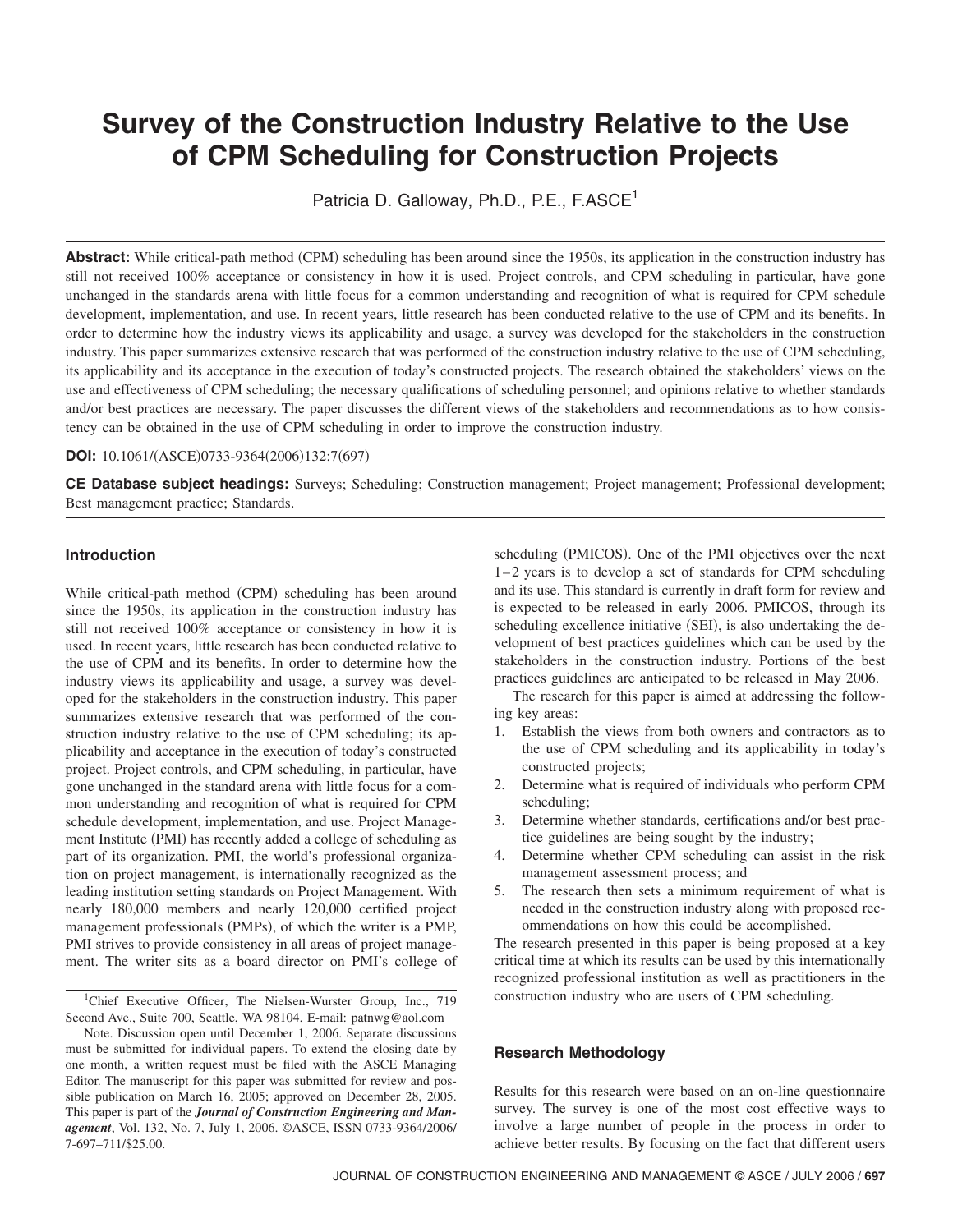# Survey of the Construction Industry Relative to the Use of CPM Scheduling for Construction Projects

Patricia D. Galloway, Ph.D., P.E., F.ASCE[1]

**Abstract:** While critical-path method (CPM) scheduling has been around since the 1950s, its application in the construction industry has still not received 100% acceptance or consistency in how it is used. Project controls, and CPM scheduling in particular, have gone unchanged in the standards arena with little focus for a common understanding and recognition of what is required for CPM schedule development, implementation, and use. In recent years, little research has been conducted relative to the use of CPM and its benefits. In order to determine how the industry views its applicability and usage, a survey was developed for the stakeholders in the construction industry. This paper summarizes extensive research that was performed of the construction industry relative to the use of CPM scheduling, its applicability and its acceptance in the execution of today's constructed projects. The research obtained the stakeholders' views on the use and effectiveness of CPM scheduling; the necessary qualifications of scheduling personnel; and opinions relative to whether standards and/or best practices are necessary. The paper discusses the different views of the stakeholders and recommendations as to how consistency can be obtained in the use of CPM scheduling in order to improve the construction industry.

**DOI:** 10.1061/(ASCE)0733-9364(2006)132:7(697)

**CE Database subject headings:** Surveys; Scheduling; Construction management; Project management; Professional development; Best management practice; Standards.

## Introduction

While critical-path method (CPM) scheduling has been around since the 1950s, its application in the construction industry has still not received 100% acceptance or consistency in how it is used. In recent years, little research has been conducted relative to the use of CPM and its benefits. In order to determine how the industry views its applicability and usage, a survey was developed for the stakeholders in the construction industry. This paper summarizes extensive research that was performed of the construction industry relative to the use of CPM scheduling; its applicability and acceptance in the execution of today's constructed project. Project controls, and CPM scheduling, in particular, have gone unchanged in the standard arena with little focus for a common understanding and recognition of what is required for CPM schedule development, implementation, and use. Project Management Institute (PMI) has recently added a college of scheduling as part of its organization. PMI, the world's professional organization on project management, is internationally recognized as the leading institution setting standards on Project Management. With nearly 180,000 members and nearly 120,000 certified project management professionals (PMPs), of which the writer is a PMP, PMI strives to provide consistency in all areas of project management. The writer sits as a board director on PMI's college of scheduling (PMICOS). One of the PMI objectives over the next 1–2 years is to develop a set of standards for CPM scheduling and its use. This standard is currently in draft form for review and is expected to be released in early 2006. PMICOS, through its scheduling excellence initiative (SEI), is also undertaking the development of best practices guidelines which can be used by the stakeholders in the construction industry. Portions of the best practices guidelines are anticipated to be released in May 2006.

The research for this paper is aimed at addressing the following key areas:

1. Establish the views from both owners and contractors as to the use of CPM scheduling and its applicability in today's constructed projects;
2. Determine what is required of individuals who perform CPM scheduling;
3. Determine whether standards, certifications and/or best practice guidelines are being sought by the industry;
4. Determine whether CPM scheduling can assist in the risk management assessment process; and
5. The research then sets a minimum requirement of what is needed in the construction industry along with proposed recommendations on how this could be accomplished.

The research presented in this paper is being proposed at a key critical time at which its results can be used by this internationally recognized professional institution as well as practitioners in the construction industry who are users of CPM scheduling.

## Research Methodology

Results for this research were based on an on-line questionnaire survey. The survey is one of the most cost effective ways to involve a large number of people in the process in order to achieve better results. By focusing on the fact that different users

[1]Chief Executive Officer, The Nielsen-Wurster Group, Inc., 719 Second Ave., Suite 700, Seattle, WA 98104. E-mail: patnwg@aol.com

Note. Discussion open until December 1, 2006. Separate discussions must be submitted for individual papers. To extend the closing date by one month, a written request must be filed with the ASCE Managing Editor. The manuscript for this paper was submitted for review and possible publication on March 16, 2005; approved on December 28, 2005. This paper is part of the ***Journal of Construction Engineering and Management***, Vol. 132, No. 7, July 1, 2006. ©ASCE, ISSN 0733-9364/2006/7-697–711/$25.00.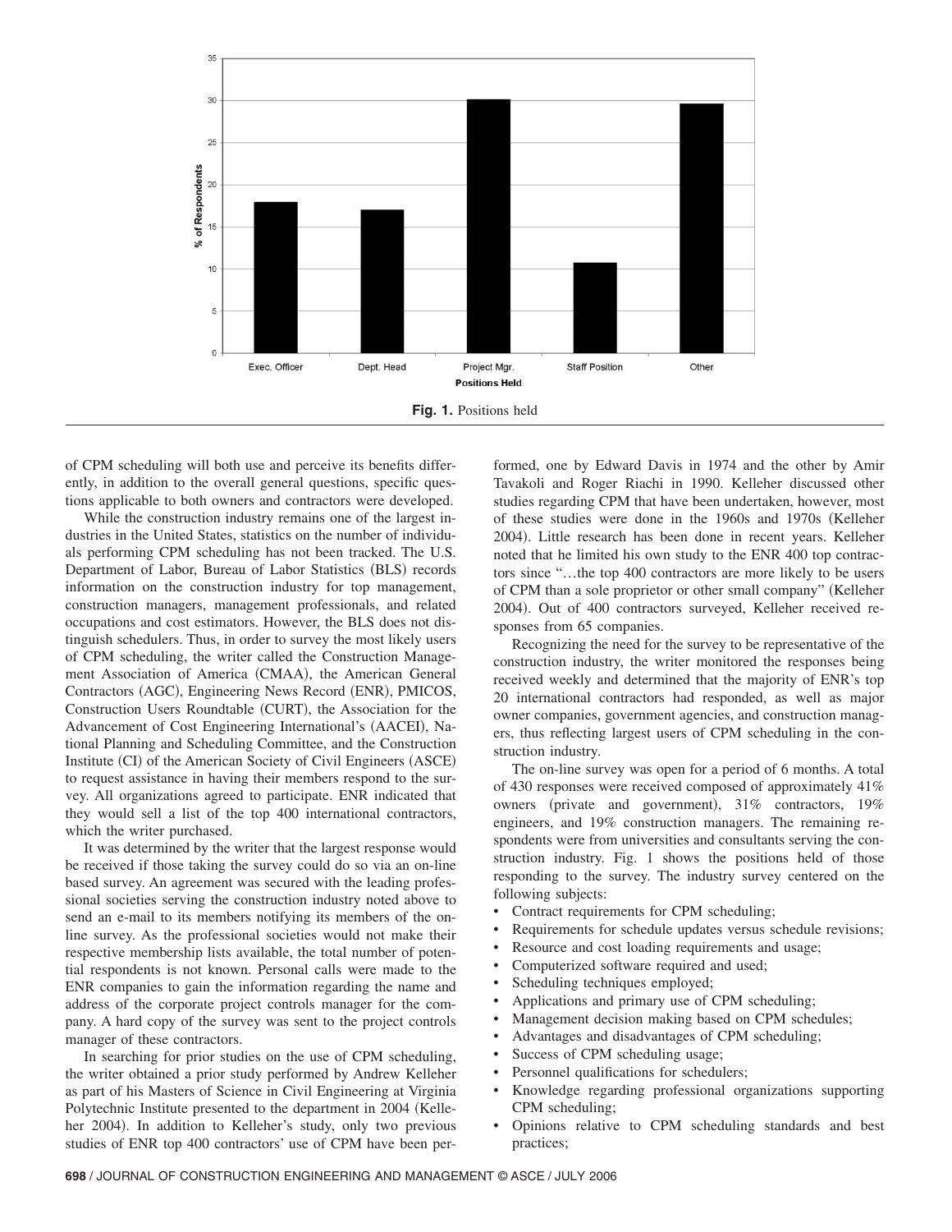Fig. 1. Positions held

of CPM scheduling will both use and perceive its benefits differently, in addition to the overall general questions, specific questions applicable to both owners and contractors were developed.

While the construction industry remains one of the largest industries in the United States, statistics on the number of individuals performing CPM scheduling has not been tracked. The U.S. Department of Labor, Bureau of Labor Statistics (BLS) records information on the construction industry for top management, construction managers, management professionals, and related occupations and cost estimators. However, the BLS does not distinguish schedulers. Thus, in order to survey the most likely users of CPM scheduling, the writer called the Construction Management Association of America (CMAA), the American General Contractors (AGC), Engineering News Record (ENR), PMICOS, Construction Users Roundtable (CURT), the Association for the Advancement of Cost Engineering International's (AACEI), National Planning and Scheduling Committee, and the Construction Institute (CI) of the American Society of Civil Engineers (ASCE) to request assistance in having their members respond to the survey. All organizations agreed to participate. ENR indicated that they would sell a list of the top 400 international contractors, which the writer purchased.

It was determined by the writer that the largest response would be received if those taking the survey could do so via an on-line based survey. An agreement was secured with the leading professional societies serving the construction industry noted above to send an e-mail to its members notifying its members of the on-line survey. As the professional societies would not make their respective membership lists available, the total number of potential respondents is not known. Personal calls were made to the ENR companies to gain the information regarding the name and address of the corporate project controls manager for the company. A hard copy of the survey was sent to the project controls manager of these contractors.

In searching for prior studies on the use of CPM scheduling, the writer obtained a prior study performed by Andrew Kelleher as part of his Masters of Science in Civil Engineering at Virginia Polytechnic Institute presented to the department in 2004 (Kelleher 2004). In addition to Kelleher's study, only two previous studies of ENR top 400 contractors' use of CPM have been performed, one by Edward Davis in 1974 and the other by Amir Tavakoli and Roger Riachi in 1990. Kelleher discussed other studies regarding CPM that have been undertaken, however, most of these studies were done in the 1960s and 1970s (Kelleher 2004). Little research has been done in recent years. Kelleher noted that he limited his own study to the ENR 400 top contractors since "…the top 400 contractors are more likely to be users of CPM than a sole proprietor or other small company" (Kelleher 2004). Out of 400 contractors surveyed, Kelleher received responses from 65 companies.

Recognizing the need for the survey to be representative of the construction industry, the writer monitored the responses being received weekly and determined that the majority of ENR's top 20 international contractors had responded, as well as major owner companies, government agencies, and construction managers, thus reflecting largest users of CPM scheduling in the construction industry.

The on-line survey was open for a period of 6 months. A total of 430 responses were received composed of approximately 41% owners (private and government), 31% contractors, 19% engineers, and 19% construction managers. The remaining respondents were from universities and consultants serving the construction industry. Fig. 1 shows the positions held of those responding to the survey. The industry survey centered on the following subjects:

- Contract requirements for CPM scheduling;
- Requirements for schedule updates versus schedule revisions;
- Resource and cost loading requirements and usage;
- Computerized software required and used;
- Scheduling techniques employed;
- Applications and primary use of CPM scheduling;
- Management decision making based on CPM schedules;
- Advantages and disadvantages of CPM scheduling;
- Success of CPM scheduling usage;
- Personnel qualifications for schedulers;
- Knowledge regarding professional organizations supporting CPM scheduling;
- Opinions relative to CPM scheduling standards and best practices;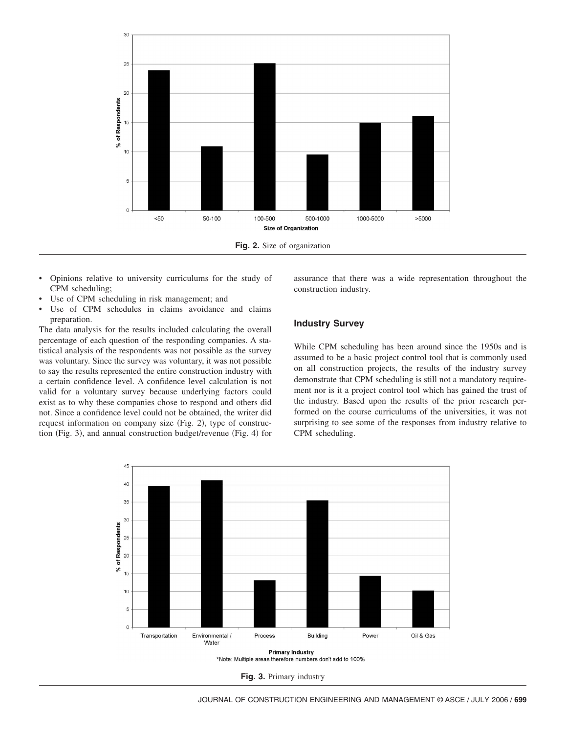Fig. 2. Size of organization

- Opinions relative to university curriculums for the study of CPM scheduling;
- Use of CPM scheduling in risk management; and
- Use of CPM schedules in claims avoidance and claims preparation.

The data analysis for the results included calculating the overall percentage of each question of the responding companies. A statistical analysis of the respondents was not possible as the survey was voluntary. Since the survey was voluntary, it was not possible to say the results represented the entire construction industry with a certain confidence level. A confidence level calculation is not valid for a voluntary survey because underlying factors could exist as to why these companies chose to respond and others did not. Since a confidence level could not be obtained, the writer did request information on company size (Fig. 2), type of construction (Fig. 3), and annual construction budget/revenue (Fig. 4) for assurance that there was a wide representation throughout the construction industry.

## Industry Survey

While CPM scheduling has been around since the 1950s and is assumed to be a basic project control tool that is commonly used on all construction projects, the results of the industry survey demonstrate that CPM scheduling is still not a mandatory requirement nor is it a project control tool which has gained the trust of the industry. Based upon the results of the prior research performed on the course curriculums of the universities, it was not surprising to see some of the responses from industry relative to CPM scheduling.

*Note: Multiple areas therefore numbers don't add to 100%

Fig. 3. Primary industry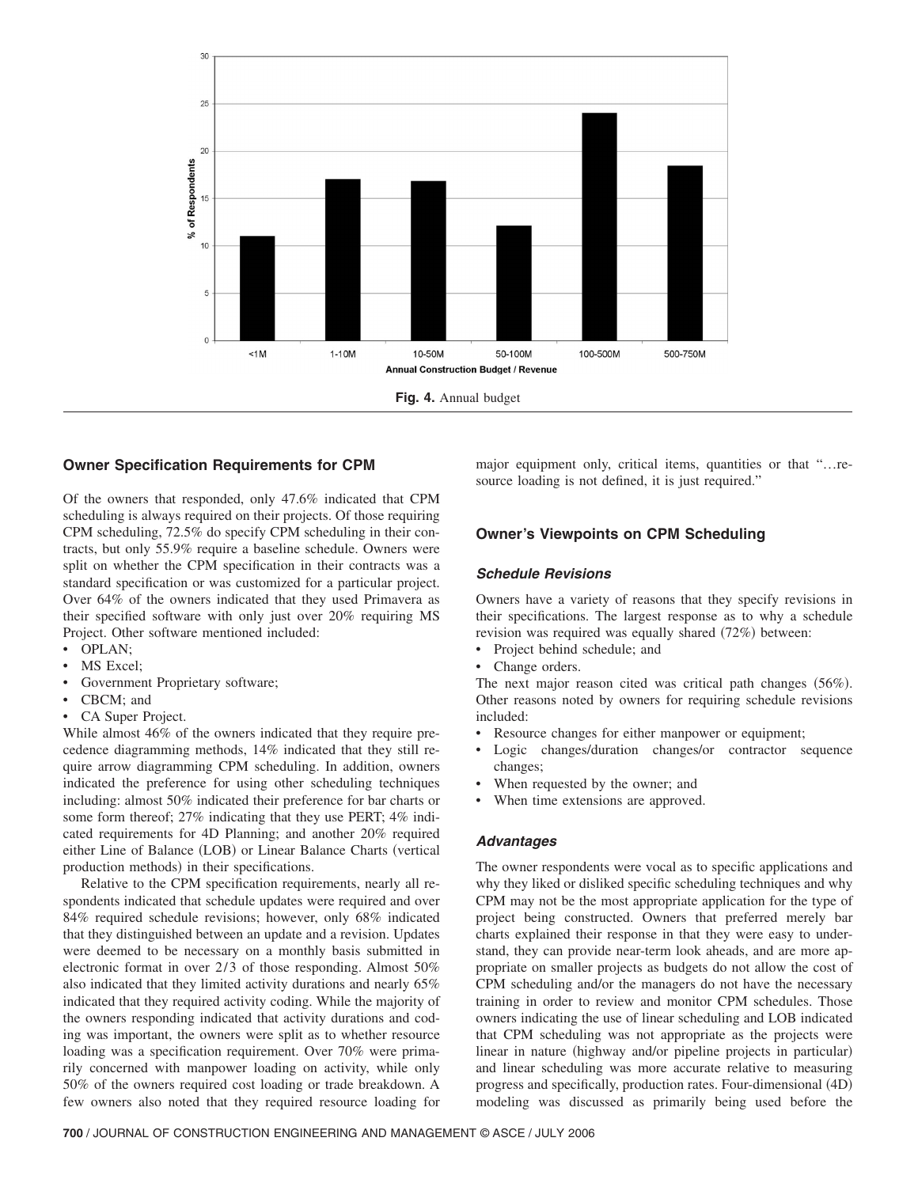Fig. 4. Annual budget

## Owner Specification Requirements for CPM

Of the owners that responded, only 47.6% indicated that CPM scheduling is always required on their projects. Of those requiring CPM scheduling, 72.5% do specify CPM scheduling in their contracts, but only 55.9% require a baseline schedule. Owners were split on whether the CPM specification in their contracts was a standard specification or was customized for a particular project. Over 64% of the owners indicated that they used Primavera as their specified software with only just over 20% requiring MS Project. Other software mentioned included:

- OPLAN;
- MS Excel;
- Government Proprietary software;
- CBCM; and
- CA Super Project.

While almost 46% of the owners indicated that they require precedence diagramming methods, 14% indicated that they still require arrow diagramming CPM scheduling. In addition, owners indicated the preference for using other scheduling techniques including: almost 50% indicated their preference for bar charts or some form thereof; 27% indicating that they use PERT; 4% indicated requirements for 4D Planning; and another 20% required either Line of Balance (LOB) or Linear Balance Charts (vertical production methods) in their specifications.

Relative to the CPM specification requirements, nearly all respondents indicated that schedule updates were required and over 84% required schedule revisions; however, only 68% indicated that they distinguished between an update and a revision. Updates were deemed to be necessary on a monthly basis submitted in electronic format in over 2/3 of those responding. Almost 50% also indicated that they limited activity durations and nearly 65% indicated that they required activity coding. While the majority of the owners responding indicated that activity durations and coding was important, the owners were split as to whether resource loading was a specification requirement. Over 70% were primarily concerned with manpower loading on activity, while only 50% of the owners required cost loading or trade breakdown. A few owners also noted that they required resource loading for major equipment only, critical items, quantities or that "…resource loading is not defined, it is just required."

## Owner's Viewpoints on CPM Scheduling

### Schedule Revisions

Owners have a variety of reasons that they specify revisions in their specifications. The largest response as to why a schedule revision was required was equally shared (72%) between:

- Project behind schedule; and
- Change orders.

The next major reason cited was critical path changes (56%). Other reasons noted by owners for requiring schedule revisions included:

- Resource changes for either manpower or equipment;
- Logic changes/duration changes/or contractor sequence changes;
- When requested by the owner; and
- When time extensions are approved.

### Advantages

The owner respondents were vocal as to specific applications and why they liked or disliked specific scheduling techniques and why CPM may not be the most appropriate application for the type of project being constructed. Owners that preferred merely bar charts explained their response in that they were easy to understand, they can provide near-term look aheads, and are more appropriate on smaller projects as budgets do not allow the cost of CPM scheduling and/or the managers do not have the necessary training in order to review and monitor CPM schedules. Those owners indicating the use of linear scheduling and LOB indicated that CPM scheduling was not appropriate as the projects were linear in nature (highway and/or pipeline projects in particular) and linear scheduling was more accurate relative to measuring progress and specifically, production rates. Four-dimensional (4D) modeling was discussed as primarily being used before the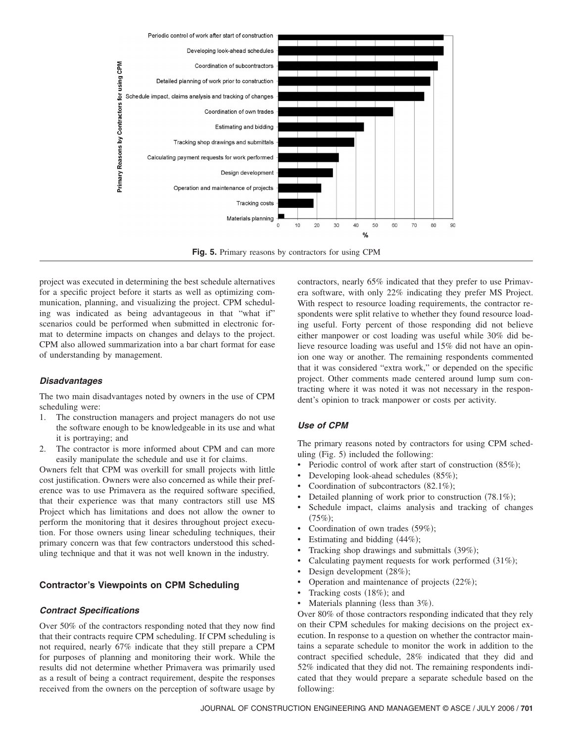Fig. 5. Primary reasons by contractors for using CPM

project was executed in determining the best schedule alternatives for a specific project before it starts as well as optimizing communication, planning, and visualizing the project. CPM scheduling was indicated as being advantageous in that "what if" scenarios could be performed when submitted in electronic format to determine impacts on changes and delays to the project. CPM also allowed summarization into a bar chart format for ease of understanding by management.

### *Disadvantages*

The two main disadvantages noted by owners in the use of CPM scheduling were:

1. The construction managers and project managers do not use the software enough to be knowledgeable in its use and what it is portraying; and
2. The contractor is more informed about CPM and can more easily manipulate the schedule and use it for claims.

Owners felt that CPM was overkill for small projects with little cost justification. Owners were also concerned as while their preference was to use Primavera as the required software specified, that their experience was that many contractors still use MS Project which has limitations and does not allow the owner to perform the monitoring that it desires throughout project execution. For those owners using linear scheduling techniques, their primary concern was that few contractors understood this scheduling technique and that it was not well known in the industry.

## Contractor's Viewpoints on CPM Scheduling

### *Contract Specifications*

Over 50% of the contractors responding noted that they now find that their contracts require CPM scheduling. If CPM scheduling is not required, nearly 67% indicate that they still prepare a CPM for purposes of planning and monitoring their work. While the results did not determine whether Primavera was primarily used as a result of being a contract requirement, despite the responses received from the owners on the perception of software usage by contractors, nearly 65% indicated that they prefer to use Primavera software, with only 22% indicating they prefer MS Project. With respect to resource loading requirements, the contractor respondents were split relative to whether they found resource loading useful. Forty percent of those responding did not believe either manpower or cost loading was useful while 30% did believe resource loading was useful and 15% did not have an opinion one way or another. The remaining respondents commented that it was considered "extra work," or depended on the specific project. Other comments made centered around lump sum contracting where it was noted it was not necessary in the respondent's opinion to track manpower or costs per activity.

### *Use of CPM*

The primary reasons noted by contractors for using CPM scheduling (Fig. 5) included the following:

- Periodic control of work after start of construction (85%);
- Developing look-ahead schedules (85%);
- Coordination of subcontractors (82.1%);
- Detailed planning of work prior to construction (78.1%);
- Schedule impact, claims analysis and tracking of changes (75%);
- Coordination of own trades (59%);
- Estimating and bidding (44%);
- Tracking shop drawings and submittals (39%);
- Calculating payment requests for work performed (31%);
- Design development (28%);
- Operation and maintenance of projects (22%);
- Tracking costs (18%); and
- Materials planning (less than 3%).

Over 80% of those contractors responding indicated that they rely on their CPM schedules for making decisions on the project execution. In response to a question on whether the contractor maintains a separate schedule to monitor the work in addition to the contract specified schedule, 28% indicated that they did and 52% indicated that they did not. The remaining respondents indicated that they would prepare a separate schedule based on the following: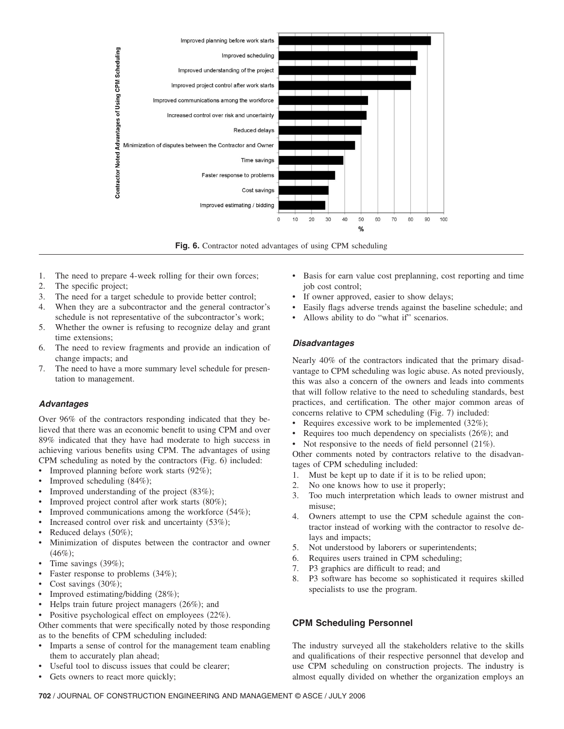Fig. 6. Contractor noted advantages of using CPM scheduling

1. The need to prepare 4-week rolling for their own forces;
2. The specific project;
3. The need for a target schedule to provide better control;
4. When they are a subcontractor and the general contractor's schedule is not representative of the subcontractor's work;
5. Whether the owner is refusing to recognize delay and grant time extensions;
6. The need to review fragments and provide an indication of change impacts; and
7. The need to have a more summary level schedule for presentation to management.

### *Advantages*

Over 96% of the contractors responding indicated that they believed that there was an economic benefit to using CPM and over 89% indicated that they have had moderate to high success in achieving various benefits using CPM. The advantages of using CPM scheduling as noted by the contractors (Fig. 6) included:

- Improved planning before work starts (92%);
- Improved scheduling (84%);
- Improved understanding of the project (83%);
- Improved project control after work starts (80%);
- Improved communications among the workforce (54%);
- Increased control over risk and uncertainty (53%);
- Reduced delays (50%);
- Minimization of disputes between the contractor and owner (46%);
- Time savings (39%);
- Faster response to problems (34%);
- Cost savings (30%);
- Improved estimating/bidding (28%);
- Helps train future project managers (26%); and
- Positive psychological effect on employees (22%).

Other comments that were specifically noted by those responding as to the benefits of CPM scheduling included:

- Imparts a sense of control for the management team enabling them to accurately plan ahead;
- Useful tool to discuss issues that could be clearer;
- Gets owners to react more quickly;
- Basis for earn value cost preplanning, cost reporting and time job cost control;
- If owner approved, easier to show delays;
- Easily flags adverse trends against the baseline schedule; and
- Allows ability to do "what if" scenarios.

### *Disadvantages*

Nearly 40% of the contractors indicated that the primary disadvantage to CPM scheduling was logic abuse. As noted previously, this was also a concern of the owners and leads into comments that will follow relative to the need to scheduling standards, best practices, and certification. The other major common areas of concerns relative to CPM scheduling (Fig. 7) included:

- Requires excessive work to be implemented (32%);
- Requires too much dependency on specialists (26%); and
- Not responsive to the needs of field personnel (21%).

Other comments noted by contractors relative to the disadvantages of CPM scheduling included:

1. Must be kept up to date if it is to be relied upon;
2. No one knows how to use it properly;
3. Too much interpretation which leads to owner mistrust and misuse;
4. Owners attempt to use the CPM schedule against the contractor instead of working with the contractor to resolve delays and impacts;
5. Not understood by laborers or superintendents;
6. Requires users trained in CPM scheduling;
7. P3 graphics are difficult to read; and
8. P3 software has become so sophisticated it requires skilled specialists to use the program.

## CPM Scheduling Personnel

The industry surveyed all the stakeholders relative to the skills and qualifications of their respective personnel that develop and use CPM scheduling on construction projects. The industry is almost equally divided on whether the organization employs an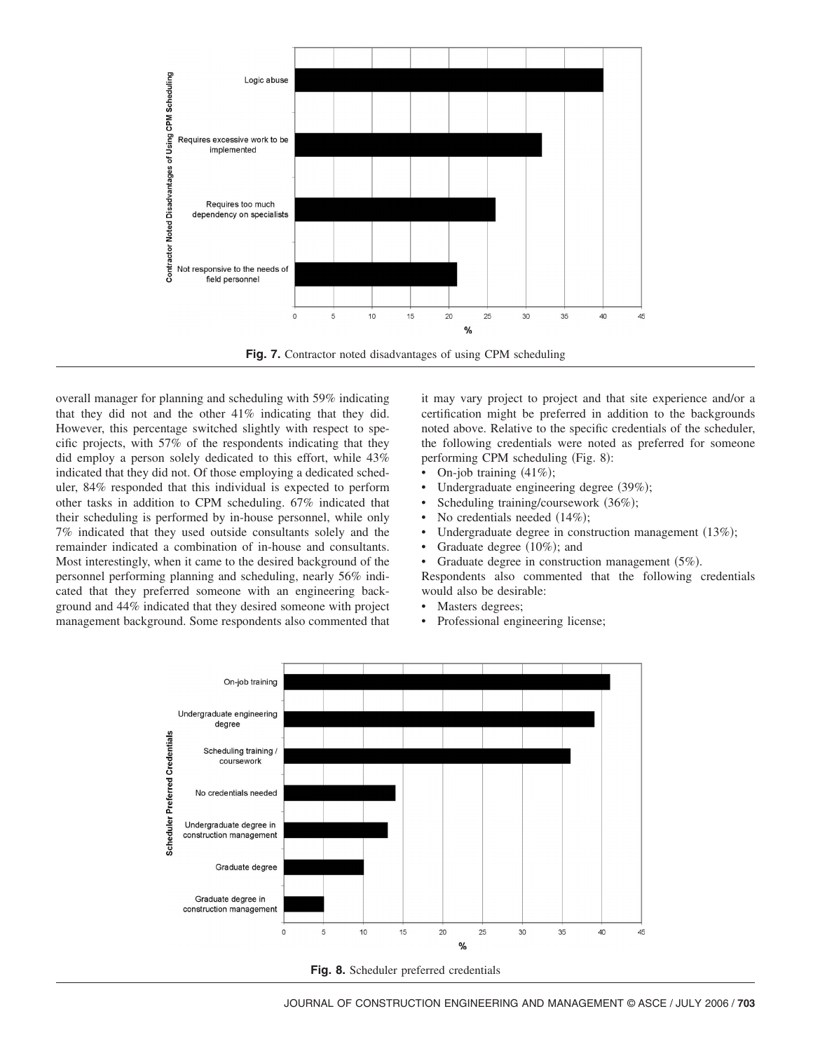Fig. 7. Contractor noted disadvantages of using CPM scheduling

overall manager for planning and scheduling with 59% indicating that they did not and the other 41% indicating that they did. However, this percentage switched slightly with respect to specific projects, with 57% of the respondents indicating that they did employ a person solely dedicated to this effort, while 43% indicated that they did not. Of those employing a dedicated scheduler, 84% responded that this individual is expected to perform other tasks in addition to CPM scheduling. 67% indicated that their scheduling is performed by in-house personnel, while only 7% indicated that they used outside consultants solely and the remainder indicated a combination of in-house and consultants. Most interestingly, when it came to the desired background of the personnel performing planning and scheduling, nearly 56% indicated that they preferred someone with an engineering background and 44% indicated that they desired someone with project management background. Some respondents also commented that it may vary project to project and that site experience and/or a certification might be preferred in addition to the backgrounds noted above. Relative to the specific credentials of the scheduler, the following credentials were noted as preferred for someone performing CPM scheduling (Fig. 8):

- On-job training (41%);
- Undergraduate engineering degree (39%);
- Scheduling training/coursework (36%);
- No credentials needed (14%);
- Undergraduate degree in construction management (13%);
- Graduate degree (10%); and
- Graduate degree in construction management (5%).

Respondents also commented that the following credentials would also be desirable:

- Masters degrees;
- Professional engineering license;

Fig. 8. Scheduler preferred credentials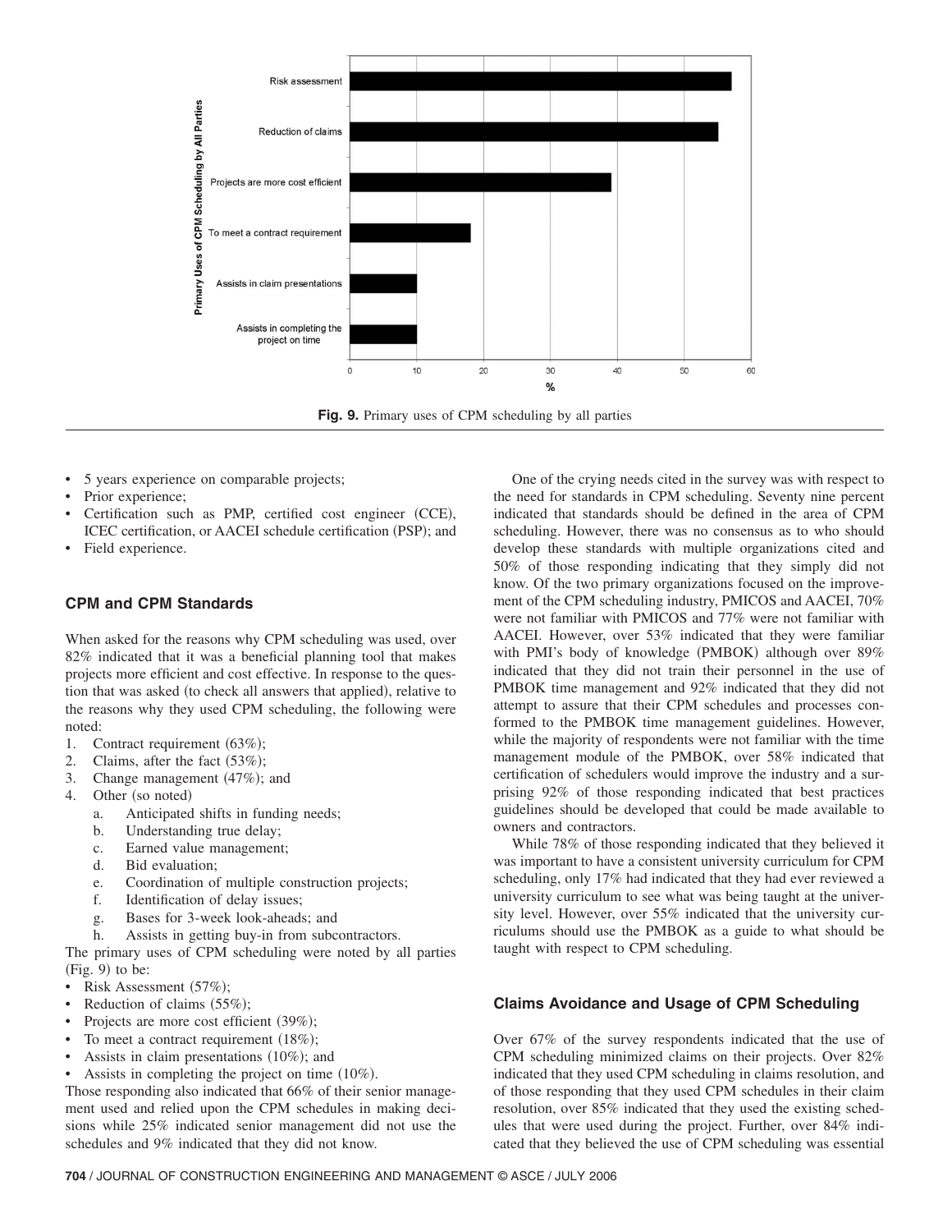Fig. 9. Primary uses of CPM scheduling by all parties

- 5 years experience on comparable projects;
- Prior experience;
- Certification such as PMP, certified cost engineer (CCE), ICEC certification, or AACEI schedule certification (PSP); and
- Field experience.

### CPM and CPM Standards

When asked for the reasons why CPM scheduling was used, over 82% indicated that it was a beneficial planning tool that makes projects more efficient and cost effective. In response to the question that was asked (to check all answers that applied), relative to the reasons why they used CPM scheduling, the following were noted:

1. Contract requirement (63%);
2. Claims, after the fact (53%);
3. Change management (47%); and
4. Other (so noted)
   a. Anticipated shifts in funding needs;
   b. Understanding true delay;
   c. Earned value management;
   d. Bid evaluation;
   e. Coordination of multiple construction projects;
   f. Identification of delay issues;
   g. Bases for 3-week look-aheads; and
   h. Assists in getting buy-in from subcontractors.

The primary uses of CPM scheduling were noted by all parties (Fig. 9) to be:

- Risk Assessment (57%);
- Reduction of claims (55%);
- Projects are more cost efficient (39%);
- To meet a contract requirement (18%);
- Assists in claim presentations (10%); and
- Assists in completing the project on time (10%).

Those responding also indicated that 66% of their senior management used and relied upon the CPM schedules in making decisions while 25% indicated senior management did not use the schedules and 9% indicated that they did not know.

One of the crying needs cited in the survey was with respect to the need for standards in CPM scheduling. Seventy nine percent indicated that standards should be defined in the area of CPM scheduling. However, there was no consensus as to who should develop these standards with multiple organizations cited and 50% of those responding indicating that they simply did not know. Of the two primary organizations focused on the improvement of the CPM scheduling industry, PMICOS and AACEI, 70% were not familiar with PMICOS and 77% were not familiar with AACEI. However, over 53% indicated that they were familiar with PMI's body of knowledge (PMBOK) although over 89% indicated that they did not train their personnel in the use of PMBOK time management and 92% indicated that they did not attempt to assure that their CPM schedules and processes conformed to the PMBOK time management guidelines. However, while the majority of respondents were not familiar with the time management module of the PMBOK, over 58% indicated that certification of schedulers would improve the industry and a surprising 92% of those responding indicated that best practices guidelines should be developed that could be made available to owners and contractors.

While 78% of those responding indicated that they believed it was important to have a consistent university curriculum for CPM scheduling, only 17% had indicated that they had ever reviewed a university curriculum to see what was being taught at the university level. However, over 55% indicated that the university curriculums should use the PMBOK as a guide to what should be taught with respect to CPM scheduling.

### Claims Avoidance and Usage of CPM Scheduling

Over 67% of the survey respondents indicated that the use of CPM scheduling minimized claims on their projects. Over 82% indicated that they used CPM scheduling in claims resolution, and of those responding that they used CPM schedules in their claim resolution, over 85% indicated that they used the existing schedules that were used during the project. Further, over 84% indicated that they believed the use of CPM scheduling was essential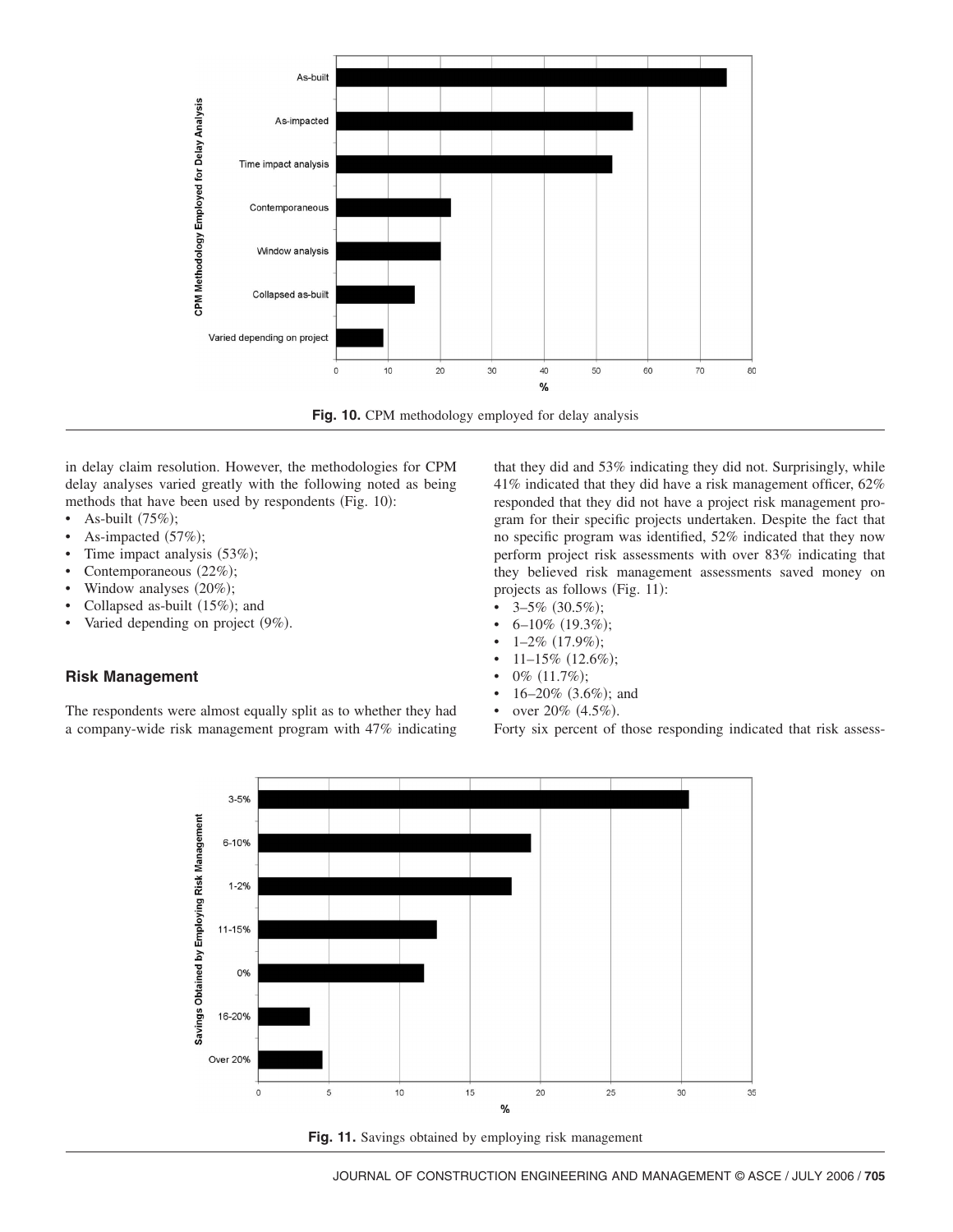Fig. 10. CPM methodology employed for delay analysis

in delay claim resolution. However, the methodologies for CPM delay analyses varied greatly with the following noted as being methods that have been used by respondents (Fig. 10):

- As-built (75%);
- As-impacted (57%);
- Time impact analysis (53%);
- Contemporaneous (22%);
- Window analyses (20%);
- Collapsed as-built (15%); and
- Varied depending on project (9%).

## Risk Management

The respondents were almost equally split as to whether they had a company-wide risk management program with 47% indicating that they did and 53% indicating they did not. Surprisingly, while 41% indicated that they did have a risk management officer, 62% responded that they did not have a project risk management program for their specific projects undertaken. Despite the fact that no specific program was identified, 52% indicated that they now perform project risk assessments with over 83% indicating that they believed risk management assessments saved money on projects as follows (Fig. 11):

- 3–5% (30.5%);
- 6–10% (19.3%);
- 1–2% (17.9%);
- 11–15% (12.6%);
- 0% (11.7%);
- 16–20% (3.6%); and
- over 20% (4.5%).

Forty six percent of those responding indicated that risk assess-

Fig. 11. Savings obtained by employing risk management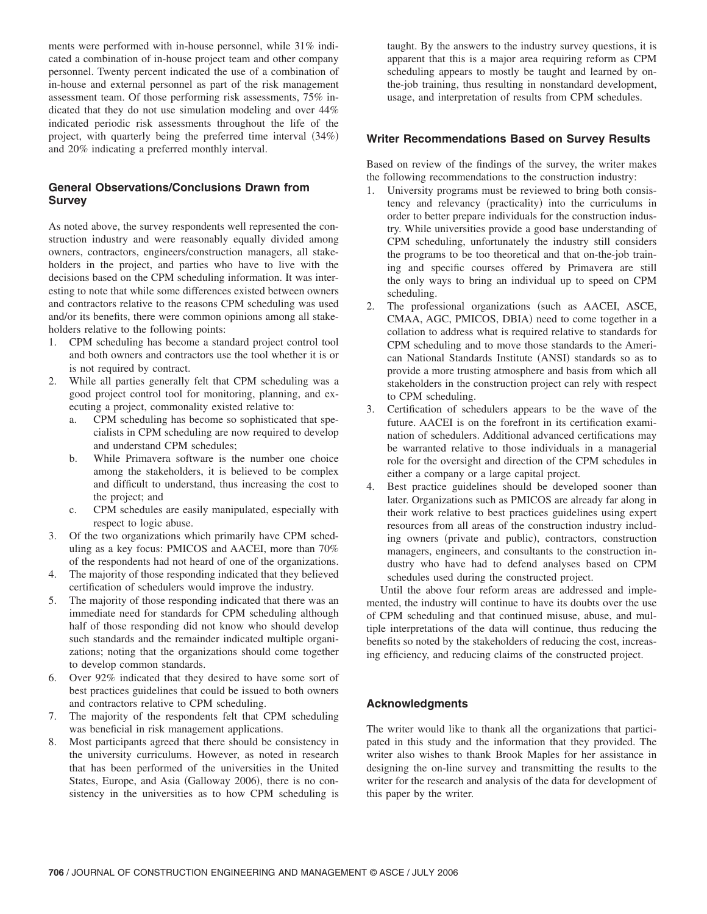ments were performed with in-house personnel, while 31% indicated a combination of in-house project team and other company personnel. Twenty percent indicated the use of a combination of in-house and external personnel as part of the risk management assessment team. Of those performing risk assessments, 75% indicated that they do not use simulation modeling and over 44% indicated periodic risk assessments throughout the life of the project, with quarterly being the preferred time interval (34%) and 20% indicating a preferred monthly interval.

### General Observations/Conclusions Drawn from Survey

As noted above, the survey respondents well represented the construction industry and were reasonably equally divided among owners, contractors, engineers/construction managers, all stakeholders in the project, and parties who have to live with the decisions based on the CPM scheduling information. It was interesting to note that while some differences existed between owners and contractors relative to the reasons CPM scheduling was used and/or its benefits, there were common opinions among all stakeholders relative to the following points:

1. CPM scheduling has become a standard project control tool and both owners and contractors use the tool whether it is or is not required by contract.
2. While all parties generally felt that CPM scheduling was a good project control tool for monitoring, planning, and executing a project, commonality existed relative to:
   a. CPM scheduling has become so sophisticated that specialists in CPM scheduling are now required to develop and understand CPM schedules;
   b. While Primavera software is the number one choice among the stakeholders, it is believed to be complex and difficult to understand, thus increasing the cost to the project; and
   c. CPM schedules are easily manipulated, especially with respect to logic abuse.
3. Of the two organizations which primarily have CPM scheduling as a key focus: PMICOS and AACEI, more than 70% of the respondents had not heard of one of the organizations.
4. The majority of those responding indicated that they believed certification of schedulers would improve the industry.
5. The majority of those responding indicated that there was an immediate need for standards for CPM scheduling although half of those responding did not know who should develop such standards and the remainder indicated multiple organizations; noting that the organizations should come together to develop common standards.
6. Over 92% indicated that they desired to have some sort of best practices guidelines that could be issued to both owners and contractors relative to CPM scheduling.
7. The majority of the respondents felt that CPM scheduling was beneficial in risk management applications.
8. Most participants agreed that there should be consistency in the university curriculums. However, as noted in research that has been performed of the universities in the United States, Europe, and Asia (Galloway 2006), there is no consistency in the universities as to how CPM scheduling is taught. By the answers to the industry survey questions, it is apparent that this is a major area requiring reform as CPM scheduling appears to mostly be taught and learned by on-the-job training, thus resulting in nonstandard development, usage, and interpretation of results from CPM schedules.

### Writer Recommendations Based on Survey Results

Based on review of the findings of the survey, the writer makes the following recommendations to the construction industry:

1. University programs must be reviewed to bring both consistency and relevancy (practicality) into the curriculums in order to better prepare individuals for the construction industry. While universities provide a good base understanding of CPM scheduling, unfortunately the industry still considers the programs to be too theoretical and that on-the-job training and specific courses offered by Primavera are still the only ways to bring an individual up to speed on CPM scheduling.
2. The professional organizations (such as AACEI, ASCE, CMAA, AGC, PMICOS, DBIA) need to come together in a collation to address what is required relative to standards for CPM scheduling and to move those standards to the American National Standards Institute (ANSI) standards so as to provide a more trusting atmosphere and basis from which all stakeholders in the construction project can rely with respect to CPM scheduling.
3. Certification of schedulers appears to be the wave of the future. AACEI is on the forefront in its certification examination of schedulers. Additional advanced certifications may be warranted relative to those individuals in a managerial role for the oversight and direction of the CPM schedules in either a company or a large capital project.
4. Best practice guidelines should be developed sooner than later. Organizations such as PMICOS are already far along in their work relative to best practices guidelines using expert resources from all areas of the construction industry including owners (private and public), contractors, construction managers, engineers, and consultants to the construction industry who have had to defend analyses based on CPM schedules used during the constructed project.

Until the above four reform areas are addressed and implemented, the industry will continue to have its doubts over the use of CPM scheduling and that continued misuse, abuse, and multiple interpretations of the data will continue, thus reducing the benefits so noted by the stakeholders of reducing the cost, increasing efficiency, and reducing claims of the constructed project.

### Acknowledgments

The writer would like to thank all the organizations that participated in this study and the information that they provided. The writer also wishes to thank Brook Maples for her assistance in designing the on-line survey and transmitting the results to the writer for the research and analysis of the data for development of this paper by the writer.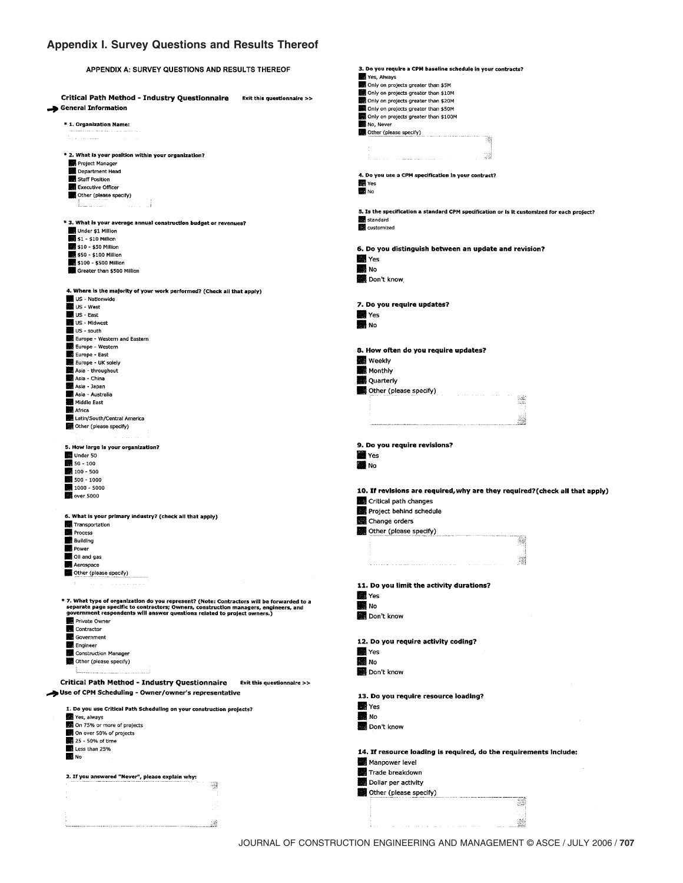## Appendix I. Survey Questions and Results Thereof

APPENDIX A: SURVEY QUESTIONS AND RESULTS THEREOF

**Critical Path Method - Industry Questionnaire** Exit this questionnaire >>

**General Information**

\* **1. Organization Name:**

\* **2. What is your position within your organization?**
- Project Manager
- Department Head
- Staff Position
- Executive Officer
- Other (please specify)

\* **3. What is your average annual construction budget or revenues?**
- Under $1 Million
- $1 - $10 Million
- $10 - $50 Million
- $50 - $100 Million
- $100 - $500 Million
- Greater than $500 Million

**4. Where is the majority of your work performed? (Check all that apply)**
- US - Nationwide
- US - West
- US - East
- US - Midwest
- US - south
- Europe - Western and Eastern
- Europe - Western
- Europe - East
- Europe - UK solely
- Asia - throughout
- Asia - China
- Asia - Japan
- Asia - Australia
- Middle East
- Africa
- Latin/South/Central America
- Other (please specify)

**5. How large is your organization?**
- Under 50
- 50 - 100
- 100 - 500
- 500 - 1000
- 1000 - 5000
- over 5000

**6. What is your primary industry? (check all that apply)**
- Transportation
- Process
- Building
- Power
- Oil and gas
- Aerospace
- Other (please specify)

\* **7. What type of organization do you represent? (Note: Contractors will be forwarded to a separate page specific to contractors; Owners, construction managers, engineers, and government respondents will answer questions related to project owners.)**
- Private Owner
- Contractor
- Government
- Engineer
- Construction Manager
- Other (please specify)

**Critical Path Method - Industry Questionnaire** Exit this questionnaire >>

**Use of CPM Scheduling - Owner/owner's representative**

**1. Do you use Critical Path Scheduling on your construction projects?**
- Yes, always
- On 75% or more of projects
- On over 50% of projects
- 25 - 50% of time
- Less than 25%
- No

**2. If you answered "Never", please explain why:**

**3. Do you require a CPM baseline schedule in your contracts?**
- Yes, Always
- Only on projects greater than $5M
- Only on projects greater than $10M
- Only on projects greater than $20M
- Only on projects greater than $50M
- Only on projects greater than $100M
- No, Never
- Other (please specify)

**4. Do you use a CPM specification in your contract?**
- Yes
- No

**5. Is the specification a standard CPM specification or is it customized for each project?**
- standard
- customized

**6. Do you distinguish between an update and revision?**
- Yes
- No
- Don't know

**7. Do you require updates?**
- Yes
- No

**8. How often do you require updates?**
- Weekly
- Monthly
- Quarterly
- Other (please specify)

**9. Do you require revisions?**
- Yes
- No

**10. If revisions are required, why are they required? (check all that apply)**
- Critical path changes
- Project behind schedule
- Change orders
- Other (please specify)

**11. Do you limit the activity durations?**
- Yes
- No
- Don't know

**12. Do you require activity coding?**
- Yes
- No
- Don't know

**13. Do you require resource loading?**
- Yes
- No
- Don't know

**14. If resource loading is required, do the requirements include:**
- Manpower level
- Trade breakdown
- Dollar per activity
- Other (please specify)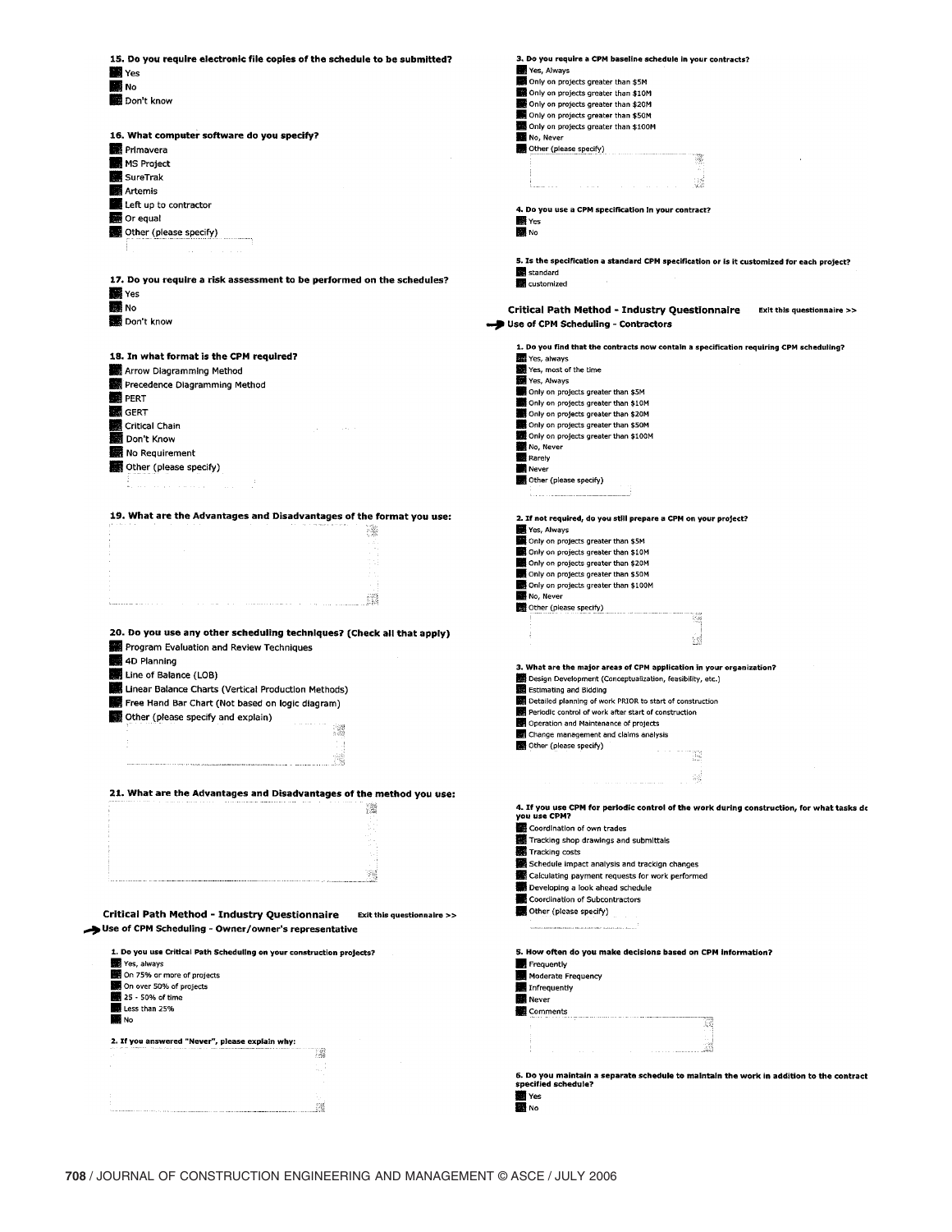**15. Do you require electronic file copies of the schedule to be submitted?**

- Yes
- No
- Don't know

**16. What computer software do you specify?**

- Primavera
- MS Project
- SureTrak
- Artemis
- Left up to contractor
- Or equal
- Other (please specify)

**17. Do you require a risk assessment to be performed on the schedules?**

- Yes
- No
- Don't know

**18. In what format is the CPM required?**

- Arrow Diagramming Method
- Precedence Diagramming Method
- PERT
- GERT
- Critical Chain
- Don't Know
- No Requirement
- Other (please specify)

**19. What are the Advantages and Disadvantages of the format you use:**

**20. Do you use any other scheduling techniques? (Check all that apply)**

- Program Evaluation and Review Techniques
- 4D Planning
- Line of Balance (LOB)
- Linear Balance Charts (Vertical Production Methods)
- Free Hand Bar Chart (Not based on logic diagram)
- Other (please specify and explain)

**21. What are the Advantages and Disadvantages of the method you use:**

## Critical Path Method - Industry Questionnaire

Exit this questionnaire >>

### Use of CPM Scheduling - Owner/owner's representative

**1. Do you use Critical Path Scheduling on your construction projects?**

- Yes, always
- On 75% or more of projects
- On over 50% of projects
- 25 - 50% of time
- Less than 25%
- No

**2. If you answered "Never", please explain why:**

**3. Do you require a CPM baseline schedule in your contracts?**

- Yes, Always
- Only on projects greater than $5M
- Only on projects greater than $10M
- Only on projects greater than $20M
- Only on projects greater than $50M
- Only on projects greater than $100M
- No, Never
- Other (please specify)

**4. Do you use a CPM specification in your contract?**

- Yes
- No

**5. Is the specification a standard CPM specification or is it customized for each project?**

- standard
- customized

## Critical Path Method - Industry Questionnaire

Exit this questionnaire >>

### Use of CPM Scheduling - Contractors

**1. Do you find that the contracts now contain a specification requiring CPM scheduling?**

- Yes, always
- Yes, most of the time
- Yes, Always
- Only on projects greater than $5M
- Only on projects greater than $10M
- Only on projects greater than $20M
- Only on projects greater than $50M
- Only on projects greater than $100M
- No, Never
- Rarely
- Never
- Other (please specify)

**2. If not required, do you still prepare a CPM on your project?**

- Yes, Always
- Only on projects greater than $5M
- Only on projects greater than $10M
- Only on projects greater than $20M
- Only on projects greater than $50M
- Only on projects greater than $100M
- No, Never
- Other (please specify)

**3. What are the major areas of CPM application in your organization?**

- Design Development (Conceptualization, feasibility, etc.)
- Estimating and Bidding
- Detailed planning of work PRIOR to start of construction
- Periodic control of work after start of construction
- Operation and Maintenance of projects
- Change management and claims analysis
- Other (please specify)

**4. If you use CPM for periodic control of the work during construction, for what tasks do you use CPM?**

- Coordination of own trades
- Tracking shop drawings and submittals
- Tracking costs
- Schedule impact analysis and trackign changes
- Calculating payment requests for work performed
- Developing a look ahead schedule
- Coordination of Subcontractors
- Other (please specify)

**5. How often do you make decisions based on CPM information?**

- Frequently
- Moderate Frequency
- Infrequently
- Never
- Comments

**6. Do you maintain a separate schedule to maintain the work in addition to the contract specified schedule?**

- Yes
- No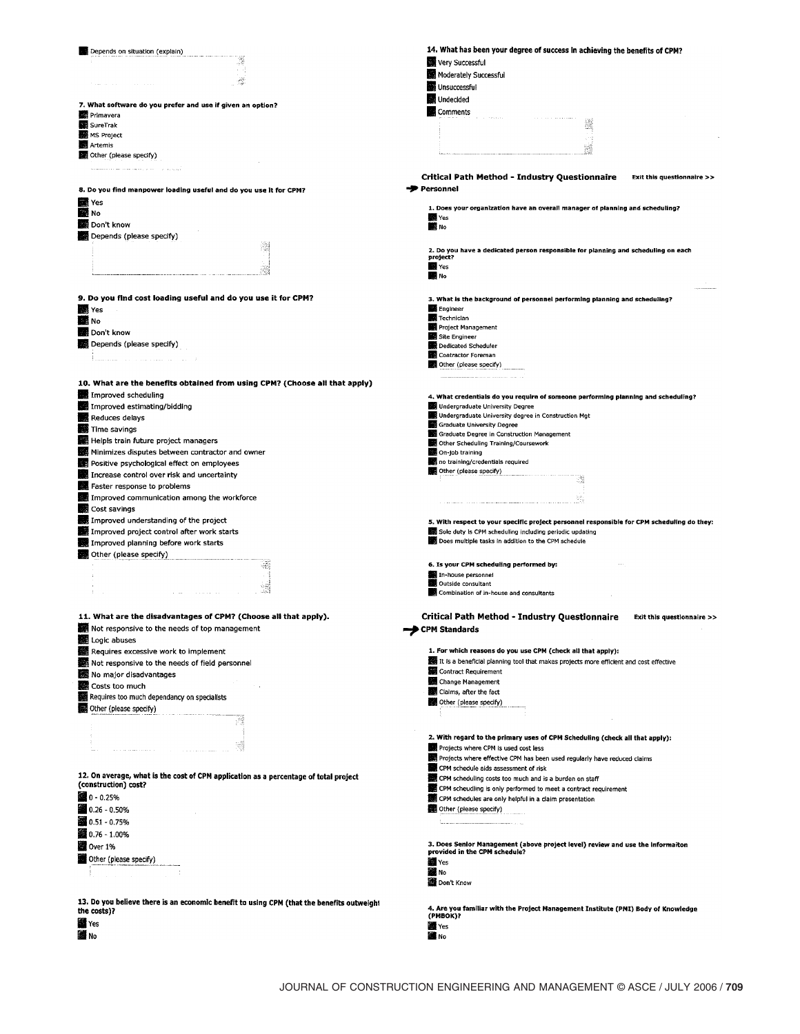- Depends on situation (explain)

**7. What software do you prefer and use if given an option?**

- Primavera
- SureTrak
- MS Project
- Artemis
- Other (please specify)

**8. Do you find manpower loading useful and do you use it for CPM?**

- Yes
- No
- Don't know
- Depends (please specify)

**9. Do you find cost loading useful and do you use it for CPM?**

- Yes
- No
- Don't know
- Depends (please specify)

**10. What are the benefits obtained from using CPM? (Choose all that apply)**

- Improved scheduling
- Improved estimating/bidding
- Reduces delays
- Time savings
- Helps train future project managers
- Minimizes disputes between contractor and owner
- Positive psychological effect on employees
- Increase control over risk and uncertainty
- Faster response to problems
- Improved communication among the workforce
- Cost savings
- Improved understanding of the project
- Improved project control after work starts
- Improved planning before work starts
- Other (please specify)

**11. What are the disadvantages of CPM? (Choose all that apply).**

- Not responsive to the needs of top management
- Logic abuses
- Requires excessive work to implement
- Not responsive to the needs of field personnel
- No major disadvantages
- Costs too much
- Requires too much dependancy on specialists
- Other (please specify)

**12. On average, what is the cost of CPM application as a percentage of total project (construction) cost?**

- 0 - 0.25%
- 0.26 - 0.50%
- 0.51 - 0.75%
- 0.76 - 1.00%
- Over 1%
- Other (please specify)

**13. Do you believe there is an economic benefit to using CPM (that the benefits outweight the costs)?**

- Yes
- No

**14. What has been your degree of success in achieving the benefits of CPM?**

- Very Successful
- Moderately Successful
- Unsuccessful
- Undecided
- Comments

## Critical Path Method - Industry Questionnaire

Exit this questionnaire >>

### Personnel

**1. Does your organization have an overall manager of planning and scheduling?**

- Yes
- No

**2. Do you have a dedicated person responsible for planning and scheduling on each project?**

- Yes
- No

**3. What is the background of personnel performing planning and scheduling?**

- Engineer
- Technician
- Project Management
- Site Engineer
- Dedicated Scheduler
- Contractor Foreman
- Other (please specify)

**4. What credentials do you require of someone performing planning and scheduling?**

- Undergraduate University Degree
- Undergraduate University degree in Construction Mgt
- Graduate University Degree
- Graduate Degree in Construction Management
- Other Scheduling Training/Coursework
- On-job training
- no training/credentials required
- Other (please specify)

**5. With respect to your specific project personnel responsible for CPM scheduling do they:**

- Sole duty is CPM scheduling including periodic updating
- Does multiple tasks in addition to the CPM schedule

**6. Is your CPM scheduling performed by:**

- In-house personnel
- Outside consultant
- Combination of in-house and consultants

## Critical Path Method - Industry Questionnaire

Exit this questionnaire >>

### CPM Standards

**1. For which reasons do you use CPM (check all that apply):**

- It is a beneficial planning tool that makes projects more efficient and cost effective
- Contract Requirement
- Change Management
- Claims, after the fact
- Other (please specify)

**2. With regard to the primary uses of CPM Scheduling (check all that apply):**

- Projects where CPM is used cost less
- Projects where effective CPM has been used regularly have reduced claims
- CPM schedule aids assessment of risk
- CPM scheduling costs too much and is a burden on staff
- CPM scheudling is only performed to meet a contract requirement
- CPM schedules are only helpful in a claim presentation
- Other (please specify)

**3. Does Senior Management (above project level) review and use the informaiton provided in the CPM schedule?**

- Yes
- No
- Don't Know

**4. Are you familiar with the Project Management Institute (PMI) Body of Knowledge (PMBOK)?**

- Yes
- No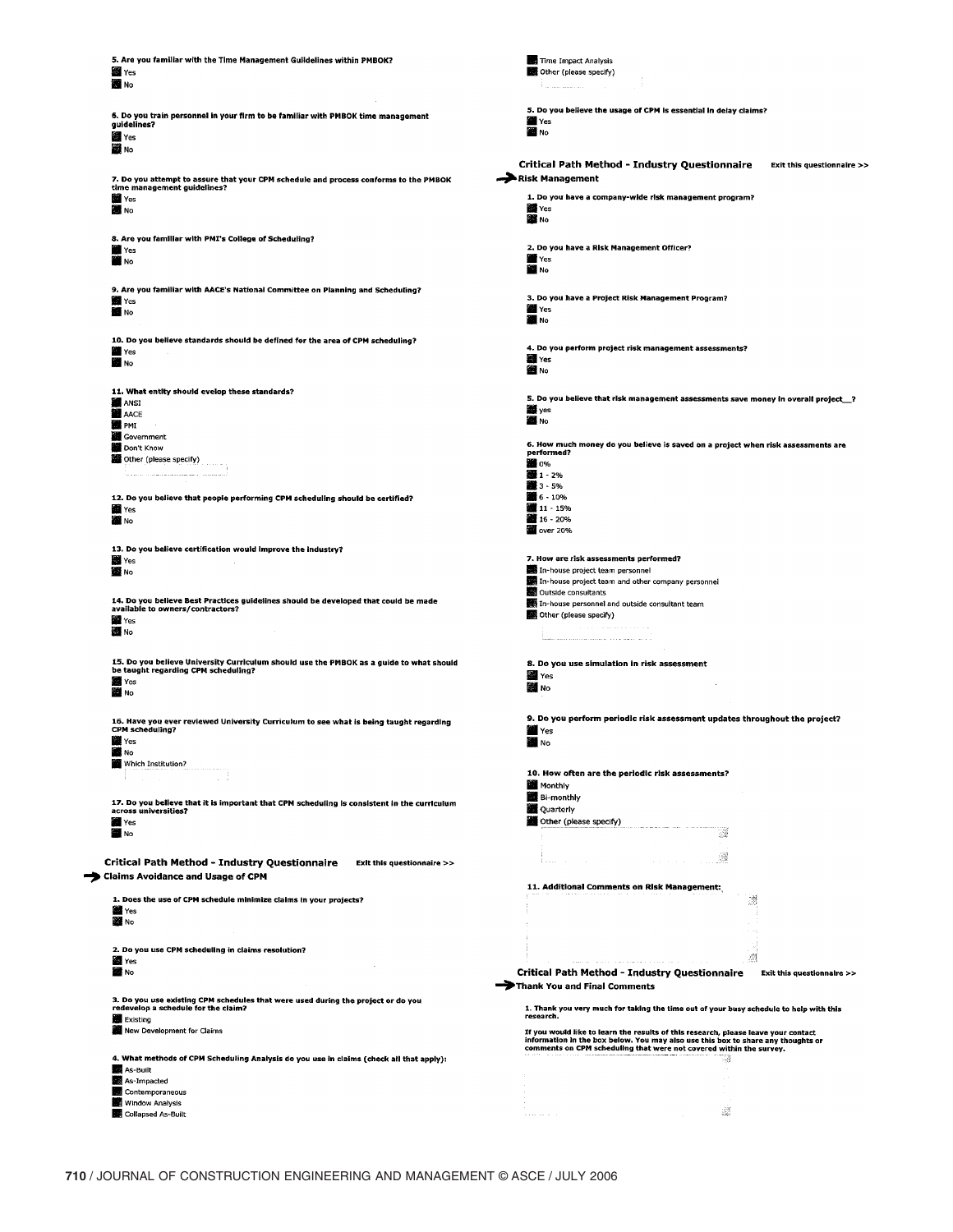5. Are you familiar with the Time Management Guidelines within PMBOK?

- Yes
- No

6. Do you train personnel in your firm to be familiar with PMBOK time management guidelines?

- Yes
- No

7. Do you attempt to assure that your CPM schedule and process conforms to the PMBOK time management guidelines?

- Yes
- No

8. Are you familiar with PMI's College of Scheduling?

- Yes
- No

9. Are you familiar with AACE's National Committee on Planning and Scheduling?

- Yes
- No

10. Do you believe standards should be defined for the area of CPM scheduling?

- Yes
- No

11. What entity should evelop these standards?

- ANSI
- AACE
- PMI
- Government
- Don't Know
- Other (please specify)

12. Do you believe that people performing CPM scheduling should be certified?

- Yes
- No

13. Do you believe certification would improve the industry?

- Yes
- No

14. Do you believe Best Practices guidelines should be developed that could be made available to owners/contractors?

- Yes
- No

15. Do you believe University Curriculum should use the PMBOK as a guide to what should be taught regarding CPM scheduling?

- Yes
- No

16. Have you ever reviewed University Curriculum to see what is being taught regarding CPM scheduling?

- Yes
- No
- Which Institution?

17. Do you believe that it is important that CPM scheduling is consistent in the curriculum across universities?

- Yes
- No

## Critical Path Method - Industry Questionnaire

Exit this questionnaire >>

### Claims Avoidance and Usage of CPM

1. Does the use of CPM schedule minimize claims in your projects?

- Yes
- No

2. Do you use CPM scheduling in claims resolution?

- Yes
- No

3. Do you use existing CPM schedules that were used during the project or do you redevelop a schedule for the claim?

- Existing
- New Development for Claims

4. What methods of CPM Scheduling Analysis do you use in claims (check all that apply):

- As-Built
- As-Impacted
- Contemporaneous
- Window Analysis
- Collapsed As-Built
- Time Impact Analysis
- Other (please specify)

5. Do you believe the usage of CPM is essential in delay claims?

- Yes
- No

## Critical Path Method - Industry Questionnaire

Exit this questionnaire >>

### Risk Management

1. Do you have a company-wide risk management program?

- Yes
- No

2. Do you have a Risk Management Officer?

- Yes
- No

3. Do you have a Project Risk Management Program?

- Yes
- No

4. Do you perform project risk management assessments?

- Yes
- No

5. Do you believe that risk management assessments save money in overall project__?

- yes
- No

6. How much money do you believe is saved on a project when risk assessments are performed?

- 0%
- 1 - 2%
- 3 - 5%
- 6 - 10%
- 11 - 15%
- 16 - 20%
- over 20%

7. How are risk assessments performed?

- In-house project team personnel
- In-house project team and other company personnel
- Outside consultants
- In-house personnel and outside consultant team
- Other (please specify)

8. Do you use simulation in risk assessment

- Yes
- No

9. Do you perform periodic risk assessment updates throughout the project?

- Yes
- No

10. How often are the periodic risk assessments?

- Monthly
- Bi-monthly
- Quarterly
- Other (please specify)

11. Additional Comments on Risk Management:

## Critical Path Method - Industry Questionnaire

Exit this questionnaire >>

### Thank You and Final Comments

1. Thank you very much for taking the time out of your busy schedule to help with this research.

If you would like to learn the results of this research, please leave your contact information in the box below. You may also use this box to share any thoughts or comments on CPM scheduling that were not covered within the survey.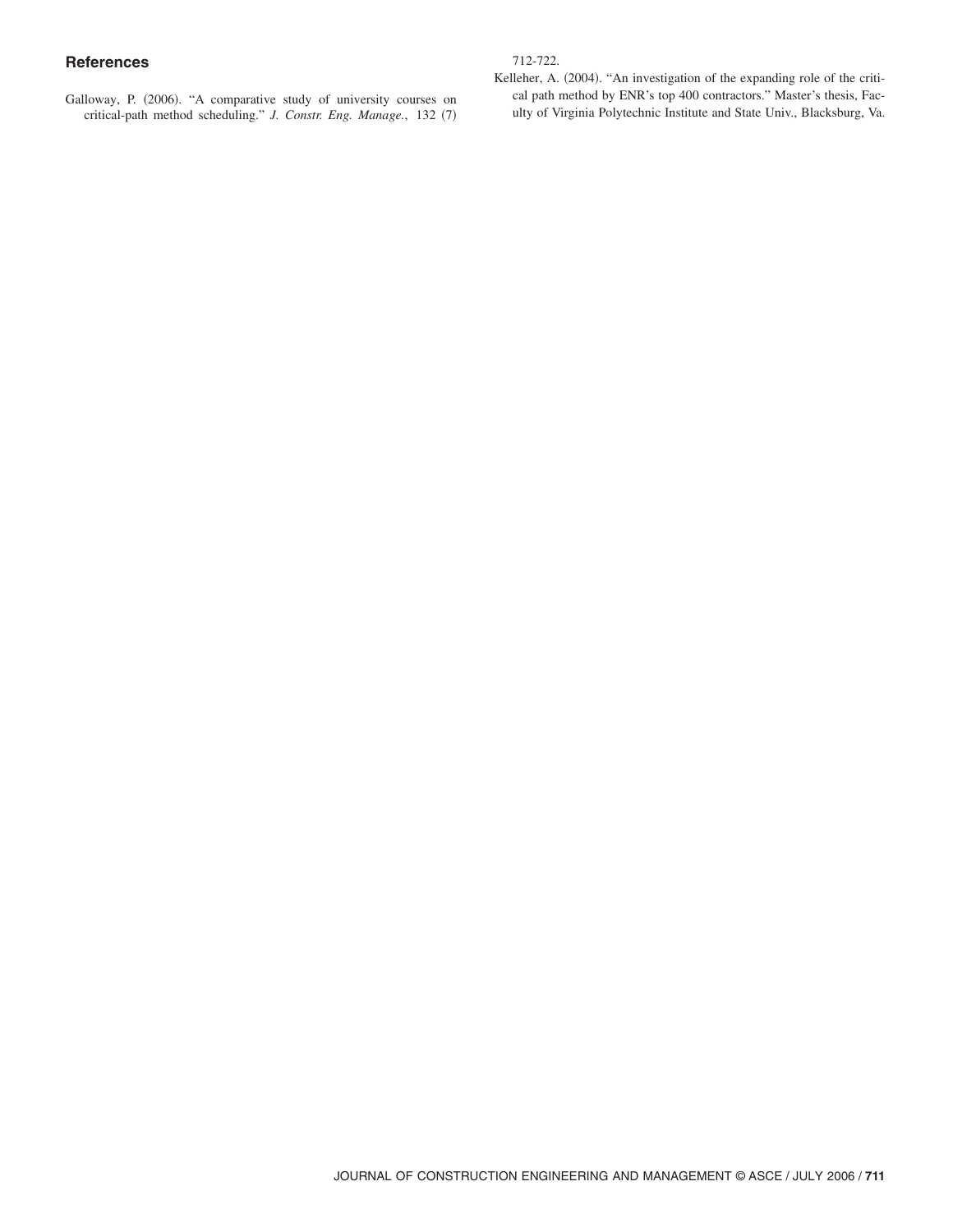## References

Galloway, P. (2006). "A comparative study of university courses on critical-path method scheduling." *J. Constr. Eng. Manage.*, 132 (7) 712-722.

Kelleher, A. (2004). "An investigation of the expanding role of the critical path method by ENR's top 400 contractors." Master's thesis, Faculty of Virginia Polytechnic Institute and State Univ., Blacksburg, Va.